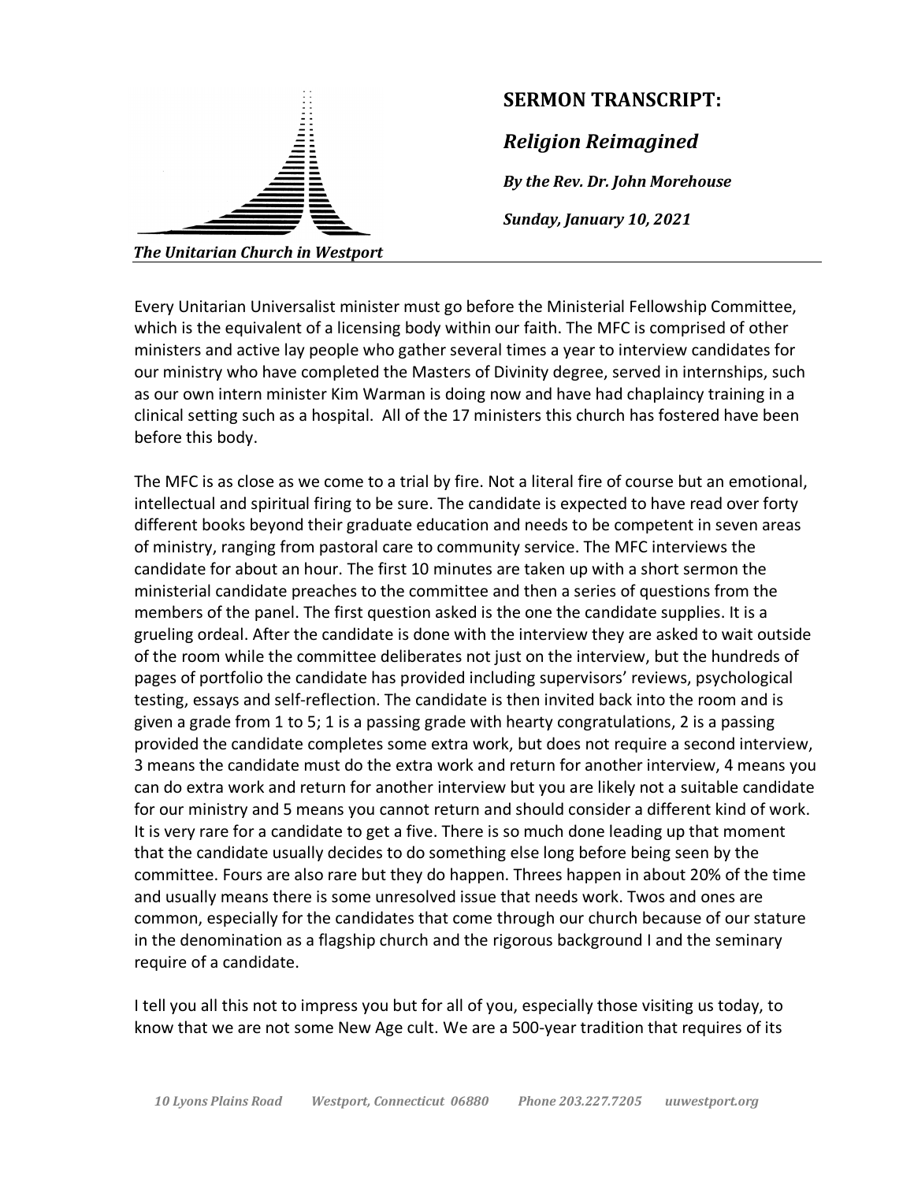The Unitarian Church in Westport

# SERMON TRANSCRIPT:

## *Religion Reimagined*

***By the Rev. Dr. John Morehouse***

***Sunday, January 10, 2021***

---

Every Unitarian Universalist minister must go before the Ministerial Fellowship Committee, which is the equivalent of a licensing body within our faith. The MFC is comprised of other ministers and active lay people who gather several times a year to interview candidates for our ministry who have completed the Masters of Divinity degree, served in internships, such as our own intern minister Kim Warman is doing now and have had chaplaincy training in a clinical setting such as a hospital. All of the 17 ministers this church has fostered have been before this body.

The MFC is as close as we come to a trial by fire. Not a literal fire of course but an emotional, intellectual and spiritual firing to be sure. The candidate is expected to have read over forty different books beyond their graduate education and needs to be competent in seven areas of ministry, ranging from pastoral care to community service. The MFC interviews the candidate for about an hour. The first 10 minutes are taken up with a short sermon the ministerial candidate preaches to the committee and then a series of questions from the members of the panel. The first question asked is the one the candidate supplies. It is a grueling ordeal. After the candidate is done with the interview they are asked to wait outside of the room while the committee deliberates not just on the interview, but the hundreds of pages of portfolio the candidate has provided including supervisors' reviews, psychological testing, essays and self-reflection. The candidate is then invited back into the room and is given a grade from 1 to 5; 1 is a passing grade with hearty congratulations, 2 is a passing provided the candidate completes some extra work, but does not require a second interview, 3 means the candidate must do the extra work and return for another interview, 4 means you can do extra work and return for another interview but you are likely not a suitable candidate for our ministry and 5 means you cannot return and should consider a different kind of work. It is very rare for a candidate to get a five. There is so much done leading up that moment that the candidate usually decides to do something else long before being seen by the committee. Fours are also rare but they do happen. Threes happen in about 20% of the time and usually means there is some unresolved issue that needs work. Twos and ones are common, especially for the candidates that come through our church because of our stature in the denomination as a flagship church and the rigorous background I and the seminary require of a candidate.

I tell you all this not to impress you but for all of you, especially those visiting us today, to know that we are not some New Age cult. We are a 500-year tradition that requires of its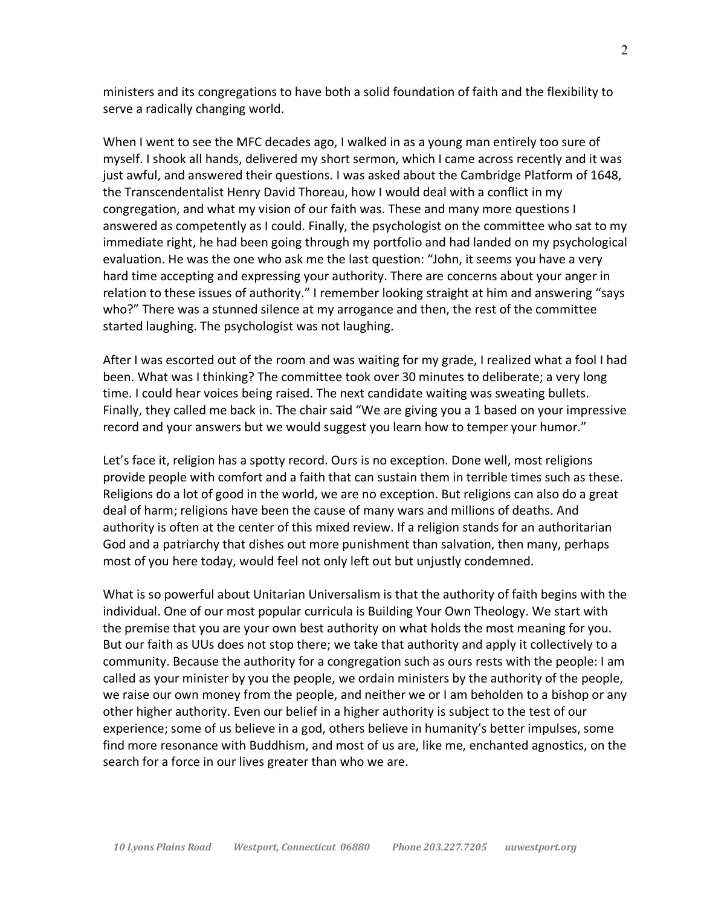ministers and its congregations to have both a solid foundation of faith and the flexibility to serve a radically changing world.

When I went to see the MFC decades ago, I walked in as a young man entirely too sure of myself. I shook all hands, delivered my short sermon, which I came across recently and it was just awful, and answered their questions. I was asked about the Cambridge Platform of 1648, the Transcendentalist Henry David Thoreau, how I would deal with a conflict in my congregation, and what my vision of our faith was. These and many more questions I answered as competently as I could. Finally, the psychologist on the committee who sat to my immediate right, he had been going through my portfolio and had landed on my psychological evaluation. He was the one who ask me the last question: "John, it seems you have a very hard time accepting and expressing your authority. There are concerns about your anger in relation to these issues of authority." I remember looking straight at him and answering "says who?" There was a stunned silence at my arrogance and then, the rest of the committee started laughing. The psychologist was not laughing.

After I was escorted out of the room and was waiting for my grade, I realized what a fool I had been. What was I thinking? The committee took over 30 minutes to deliberate; a very long time. I could hear voices being raised. The next candidate waiting was sweating bullets. Finally, they called me back in. The chair said "We are giving you a 1 based on your impressive record and your answers but we would suggest you learn how to temper your humor."

Let's face it, religion has a spotty record. Ours is no exception. Done well, most religions provide people with comfort and a faith that can sustain them in terrible times such as these. Religions do a lot of good in the world, we are no exception. But religions can also do a great deal of harm; religions have been the cause of many wars and millions of deaths. And authority is often at the center of this mixed review. If a religion stands for an authoritarian God and a patriarchy that dishes out more punishment than salvation, then many, perhaps most of you here today, would feel not only left out but unjustly condemned.

What is so powerful about Unitarian Universalism is that the authority of faith begins with the individual. One of our most popular curricula is Building Your Own Theology. We start with the premise that you are your own best authority on what holds the most meaning for you. But our faith as UUs does not stop there; we take that authority and apply it collectively to a community. Because the authority for a congregation such as ours rests with the people: I am called as your minister by you the people, we ordain ministers by the authority of the people, we raise our own money from the people, and neither we or I am beholden to a bishop or any other higher authority. Even our belief in a higher authority is subject to the test of our experience; some of us believe in a god, others believe in humanity's better impulses, some find more resonance with Buddhism, and most of us are, like me, enchanted agnostics, on the search for a force in our lives greater than who we are.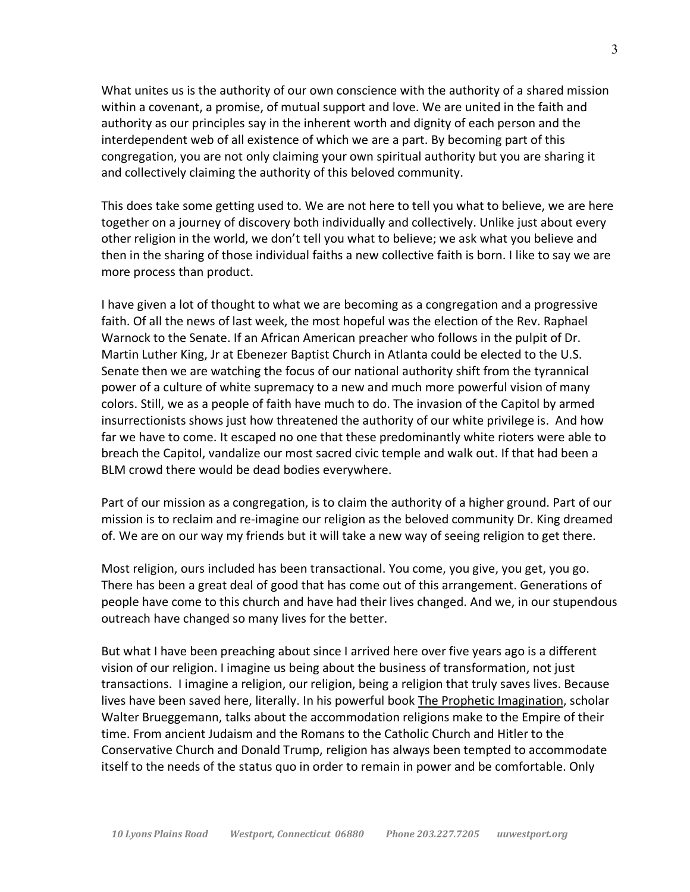What unites us is the authority of our own conscience with the authority of a shared mission within a covenant, a promise, of mutual support and love. We are united in the faith and authority as our principles say in the inherent worth and dignity of each person and the interdependent web of all existence of which we are a part. By becoming part of this congregation, you are not only claiming your own spiritual authority but you are sharing it and collectively claiming the authority of this beloved community.

This does take some getting used to. We are not here to tell you what to believe, we are here together on a journey of discovery both individually and collectively. Unlike just about every other religion in the world, we don't tell you what to believe; we ask what you believe and then in the sharing of those individual faiths a new collective faith is born. I like to say we are more process than product.

I have given a lot of thought to what we are becoming as a congregation and a progressive faith. Of all the news of last week, the most hopeful was the election of the Rev. Raphael Warnock to the Senate. If an African American preacher who follows in the pulpit of Dr. Martin Luther King, Jr at Ebenezer Baptist Church in Atlanta could be elected to the U.S. Senate then we are watching the focus of our national authority shift from the tyrannical power of a culture of white supremacy to a new and much more powerful vision of many colors. Still, we as a people of faith have much to do. The invasion of the Capitol by armed insurrectionists shows just how threatened the authority of our white privilege is. And how far we have to come. It escaped no one that these predominantly white rioters were able to breach the Capitol, vandalize our most sacred civic temple and walk out. If that had been a BLM crowd there would be dead bodies everywhere.

Part of our mission as a congregation, is to claim the authority of a higher ground. Part of our mission is to reclaim and re-imagine our religion as the beloved community Dr. King dreamed of. We are on our way my friends but it will take a new way of seeing religion to get there.

Most religion, ours included has been transactional. You come, you give, you get, you go. There has been a great deal of good that has come out of this arrangement. Generations of people have come to this church and have had their lives changed. And we, in our stupendous outreach have changed so many lives for the better.

But what I have been preaching about since I arrived here over five years ago is a different vision of our religion. I imagine us being about the business of transformation, not just transactions. I imagine a religion, our religion, being a religion that truly saves lives. Because lives have been saved here, literally. In his powerful book The Prophetic Imagination, scholar Walter Brueggemann, talks about the accommodation religions make to the Empire of their time. From ancient Judaism and the Romans to the Catholic Church and Hitler to the Conservative Church and Donald Trump, religion has always been tempted to accommodate itself to the needs of the status quo in order to remain in power and be comfortable. Only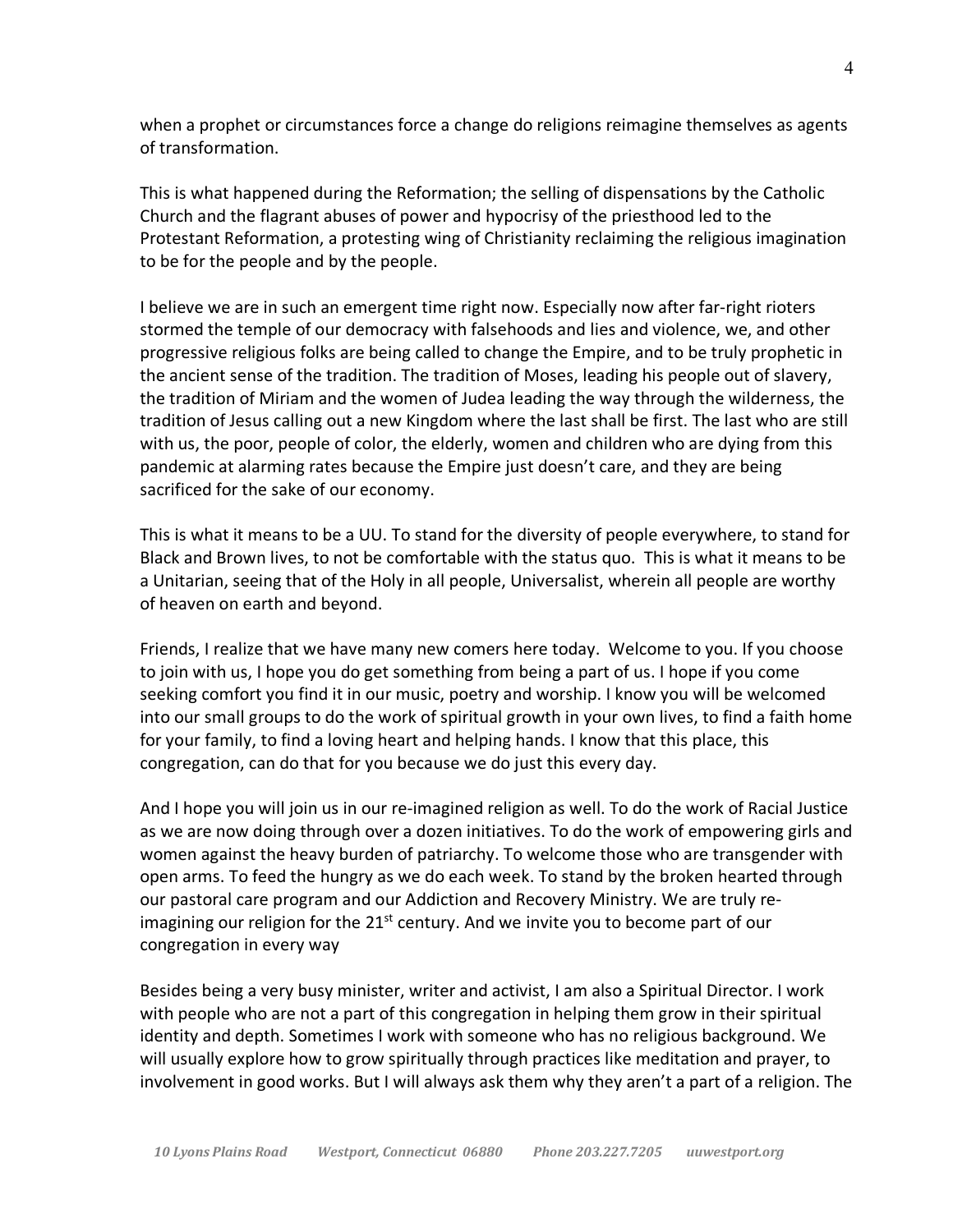when a prophet or circumstances force a change do religions reimagine themselves as agents of transformation.

This is what happened during the Reformation; the selling of dispensations by the Catholic Church and the flagrant abuses of power and hypocrisy of the priesthood led to the Protestant Reformation, a protesting wing of Christianity reclaiming the religious imagination to be for the people and by the people.

I believe we are in such an emergent time right now. Especially now after far-right rioters stormed the temple of our democracy with falsehoods and lies and violence, we, and other progressive religious folks are being called to change the Empire, and to be truly prophetic in the ancient sense of the tradition. The tradition of Moses, leading his people out of slavery, the tradition of Miriam and the women of Judea leading the way through the wilderness, the tradition of Jesus calling out a new Kingdom where the last shall be first. The last who are still with us, the poor, people of color, the elderly, women and children who are dying from this pandemic at alarming rates because the Empire just doesn't care, and they are being sacrificed for the sake of our economy.

This is what it means to be a UU. To stand for the diversity of people everywhere, to stand for Black and Brown lives, to not be comfortable with the status quo. This is what it means to be a Unitarian, seeing that of the Holy in all people, Universalist, wherein all people are worthy of heaven on earth and beyond.

Friends, I realize that we have many new comers here today. Welcome to you. If you choose to join with us, I hope you do get something from being a part of us. I hope if you come seeking comfort you find it in our music, poetry and worship. I know you will be welcomed into our small groups to do the work of spiritual growth in your own lives, to find a faith home for your family, to find a loving heart and helping hands. I know that this place, this congregation, can do that for you because we do just this every day.

And I hope you will join us in our re-imagined religion as well. To do the work of Racial Justice as we are now doing through over a dozen initiatives. To do the work of empowering girls and women against the heavy burden of patriarchy. To welcome those who are transgender with open arms. To feed the hungry as we do each week. To stand by the broken hearted through our pastoral care program and our Addiction and Recovery Ministry. We are truly re-imagining our religion for the 21st century. And we invite you to become part of our congregation in every way

Besides being a very busy minister, writer and activist, I am also a Spiritual Director. I work with people who are not a part of this congregation in helping them grow in their spiritual identity and depth. Sometimes I work with someone who has no religious background. We will usually explore how to grow spiritually through practices like meditation and prayer, to involvement in good works. But I will always ask them why they aren't a part of a religion. The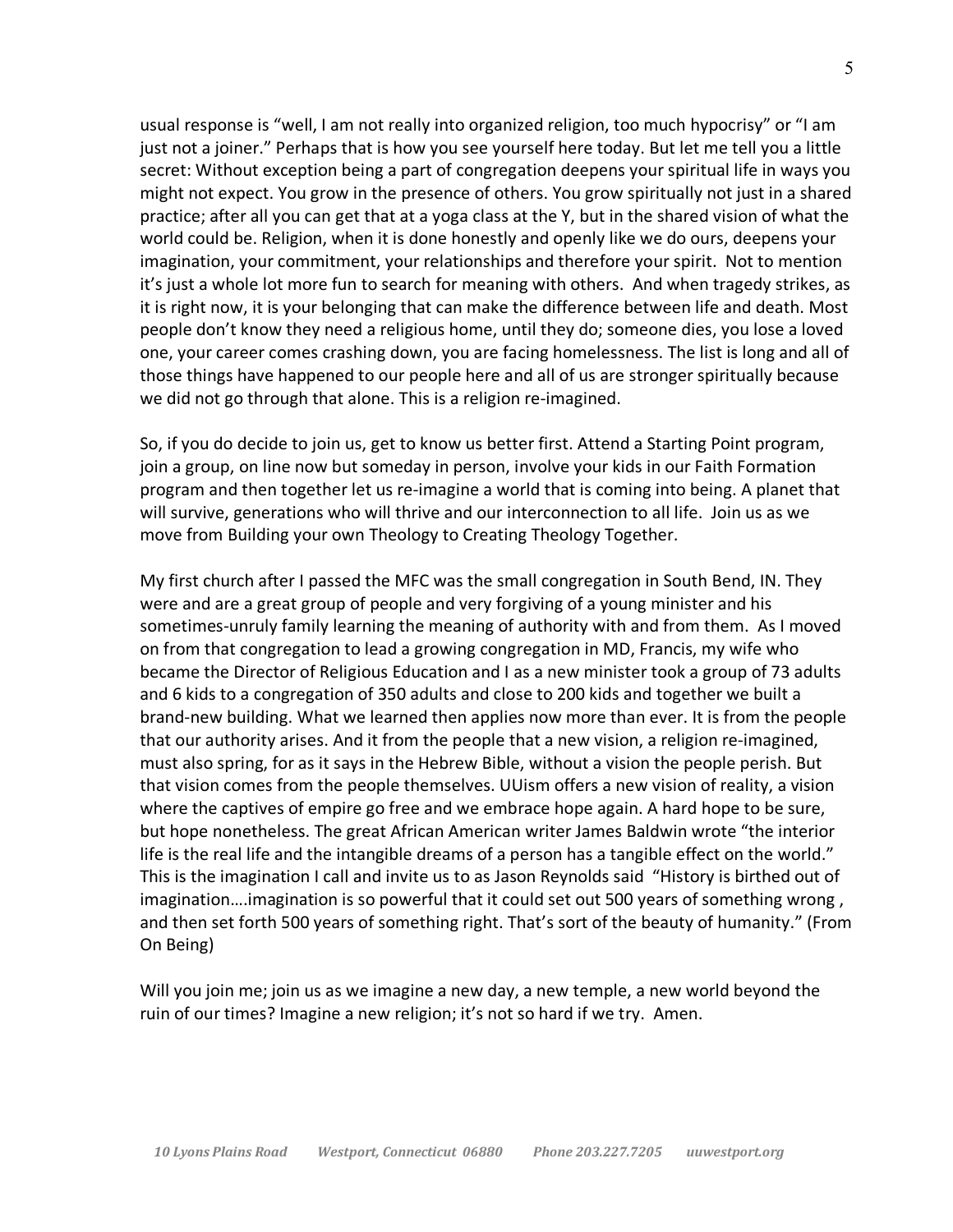usual response is "well, I am not really into organized religion, too much hypocrisy" or "I am just not a joiner." Perhaps that is how you see yourself here today. But let me tell you a little secret: Without exception being a part of congregation deepens your spiritual life in ways you might not expect. You grow in the presence of others. You grow spiritually not just in a shared practice; after all you can get that at a yoga class at the Y, but in the shared vision of what the world could be. Religion, when it is done honestly and openly like we do ours, deepens your imagination, your commitment, your relationships and therefore your spirit. Not to mention it's just a whole lot more fun to search for meaning with others. And when tragedy strikes, as it is right now, it is your belonging that can make the difference between life and death. Most people don't know they need a religious home, until they do; someone dies, you lose a loved one, your career comes crashing down, you are facing homelessness. The list is long and all of those things have happened to our people here and all of us are stronger spiritually because we did not go through that alone. This is a religion re-imagined.

So, if you do decide to join us, get to know us better first. Attend a Starting Point program, join a group, on line now but someday in person, involve your kids in our Faith Formation program and then together let us re-imagine a world that is coming into being. A planet that will survive, generations who will thrive and our interconnection to all life. Join us as we move from Building your own Theology to Creating Theology Together.

My first church after I passed the MFC was the small congregation in South Bend, IN. They were and are a great group of people and very forgiving of a young minister and his sometimes-unruly family learning the meaning of authority with and from them. As I moved on from that congregation to lead a growing congregation in MD, Francis, my wife who became the Director of Religious Education and I as a new minister took a group of 73 adults and 6 kids to a congregation of 350 adults and close to 200 kids and together we built a brand-new building. What we learned then applies now more than ever. It is from the people that our authority arises. And it from the people that a new vision, a religion re-imagined, must also spring, for as it says in the Hebrew Bible, without a vision the people perish. But that vision comes from the people themselves. UUism offers a new vision of reality, a vision where the captives of empire go free and we embrace hope again. A hard hope to be sure, but hope nonetheless. The great African American writer James Baldwin wrote "the interior life is the real life and the intangible dreams of a person has a tangible effect on the world." This is the imagination I call and invite us to as Jason Reynolds said "History is birthed out of imagination….imagination is so powerful that it could set out 500 years of something wrong , and then set forth 500 years of something right. That's sort of the beauty of humanity." (From On Being)

Will you join me; join us as we imagine a new day, a new temple, a new world beyond the ruin of our times? Imagine a new religion; it's not so hard if we try. Amen.